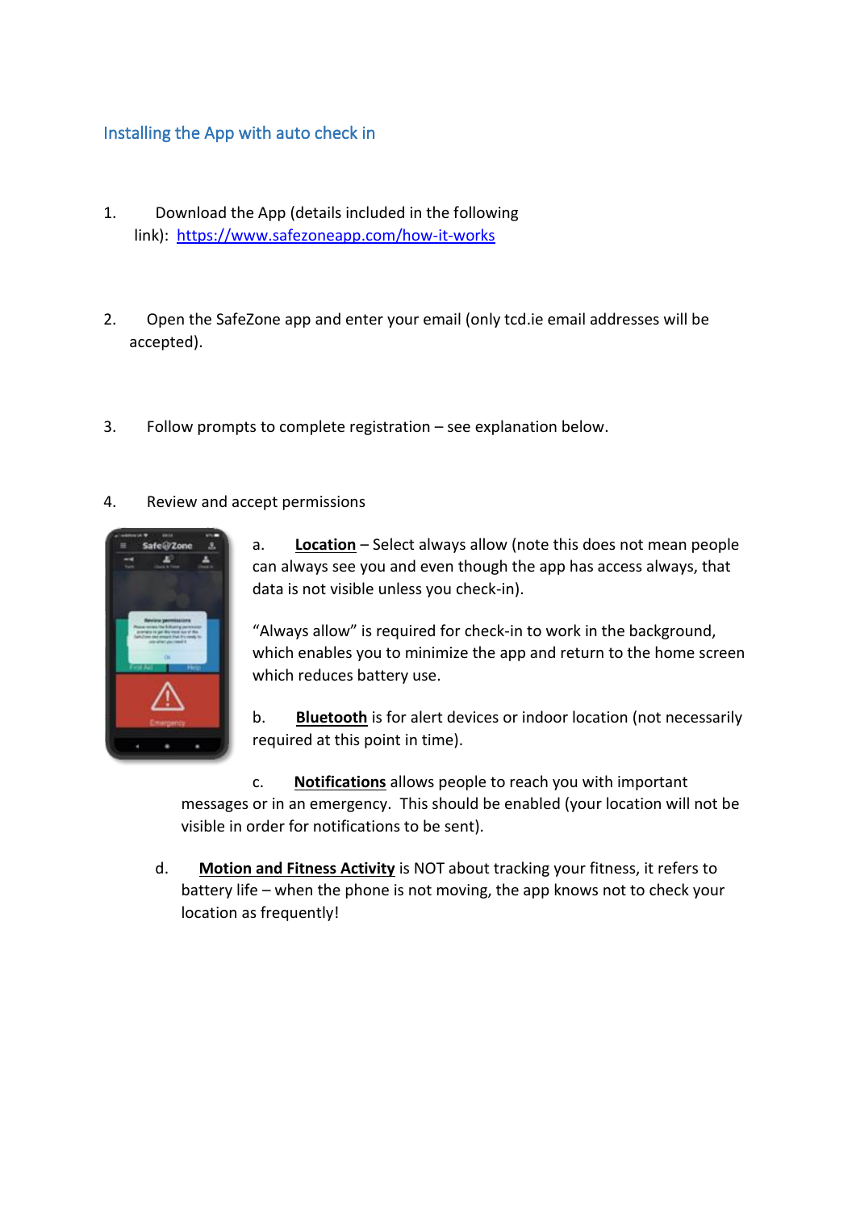## Installing the App with auto check in

1. Download the App (details included in the following link): [https://www.safezoneapp.com/how-it-works](https://www.safezoneapp.com/how-it-works)

2. Open the SafeZone app and enter your email (only tcd.ie email addresses will be accepted).

3. Follow prompts to complete registration – see explanation below.

4. Review and accept permissions

   a. **Location** – Select always allow (note this does not mean people can always see you and even though the app has access always, that data is not visible unless you check-in).

   "Always allow" is required for check-in to work in the background, which enables you to minimize the app and return to the home screen which reduces battery use.

   b. **Bluetooth** is for alert devices or indoor location (not necessarily required at this point in time).

   c. **Notifications** allows people to reach you with important messages or in an emergency. This should be enabled (your location will not be visible in order for notifications to be sent).

   d. **Motion and Fitness Activity** is NOT about tracking your fitness, it refers to battery life – when the phone is not moving, the app knows not to check your location as frequently!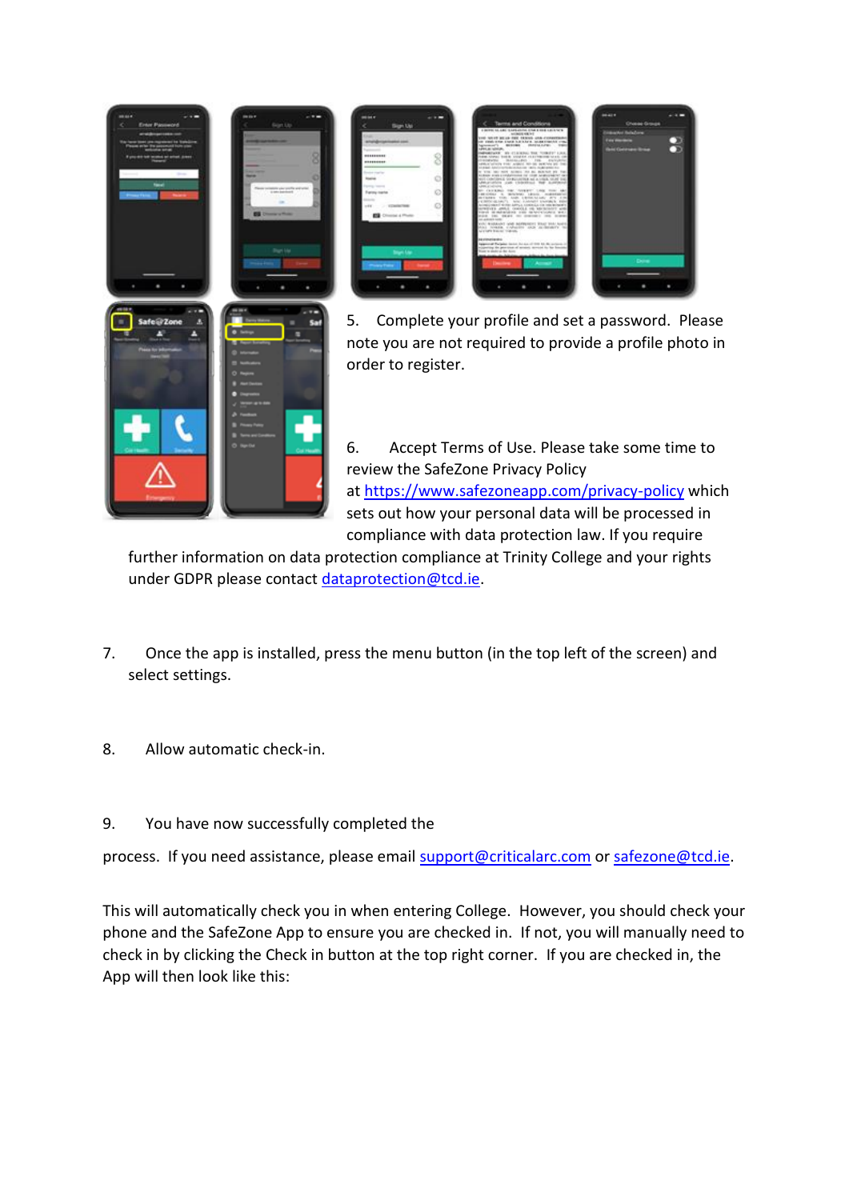5. Complete your profile and set a password. Please note you are not required to provide a profile photo in order to register.

6. Accept Terms of Use. Please take some time to review the SafeZone Privacy Policy at https://www.safezoneapp.com/privacy-policy which sets out how your personal data will be processed in compliance with data protection law. If you require further information on data protection compliance at Trinity College and your rights under GDPR please contact dataprotection@tcd.ie.

7. Once the app is installed, press the menu button (in the top left of the screen) and select settings.

8. Allow automatic check-in.

9. You have now successfully completed the process. If you need assistance, please email support@criticalarc.com or safezone@tcd.ie.

This will automatically check you in when entering College. However, you should check your phone and the SafeZone App to ensure you are checked in. If not, you will manually need to check in by clicking the Check in button at the top right corner. If you are checked in, the App will then look like this: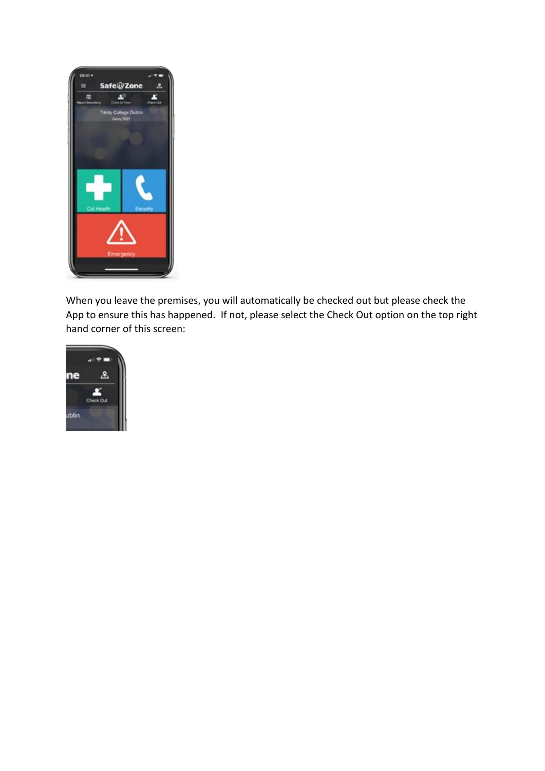When you leave the premises, you will automatically be checked out but please check the App to ensure this has happened. If not, please select the Check Out option on the top right hand corner of this screen: